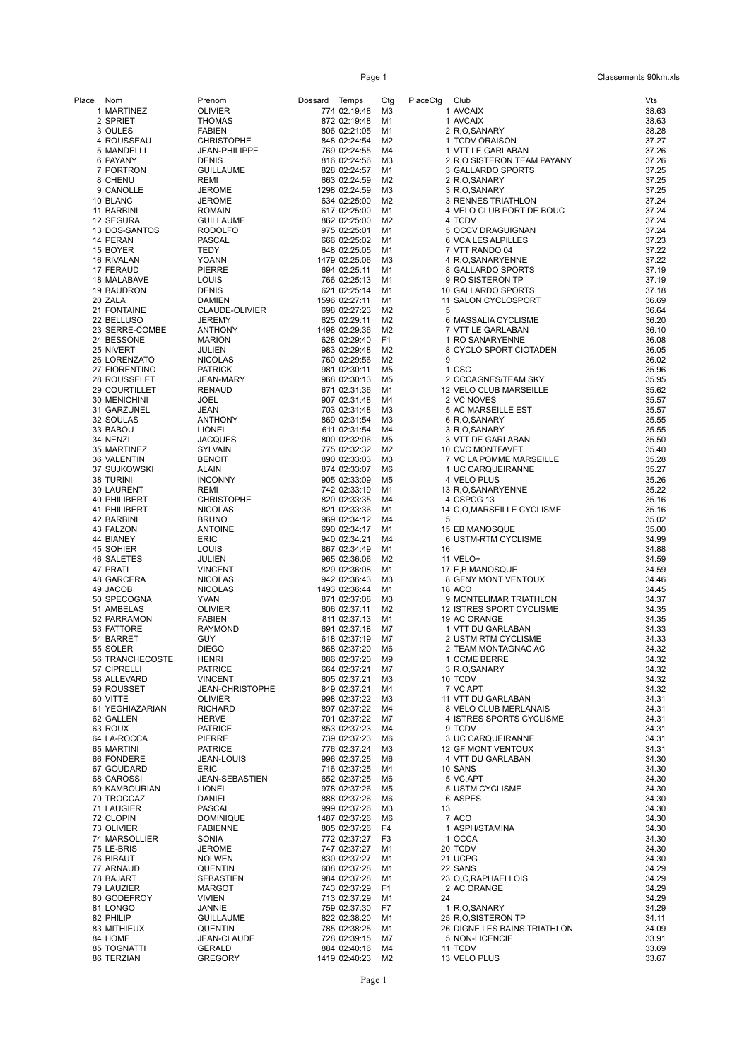| Place | Nom | Prenom | Dossard | Temps | Ctg | PlaceCtg | Club | Vts |
|---|---|---|---|---|---|---|---|---|
| 1 | MARTINEZ | OLIVIER | 774 | 02:19:48 | M3 | 1 | AVCAIX | 38.63 |
| 2 | SPRIET | THOMAS | 872 | 02:19:48 | M1 | 1 | AVCAIX | 38.63 |
| 3 | OULES | FABIEN | 806 | 02:21:05 | M1 | 2 | R,O,SANARY | 38.28 |
| 4 | ROUSSEAU | CHRISTOPHE | 848 | 02:24:54 | M2 | 1 | TCDV ORAISON | 37.27 |
| 5 | MANDELLI | JEAN-PHILIPPE | 769 | 02:24:55 | M4 | 1 | VTT LE GARLABAN | 37.26 |
| 6 | PAYANY | DENIS | 816 | 02:24:56 | M3 | 2 | R,O SISTERON TEAM PAYANY | 37.26 |
| 7 | PORTRON | GUILLAUME | 828 | 02:24:57 | M1 | 3 | GALLARDO SPORTS | 37.25 |
| 8 | CHENU | REMI | 663 | 02:24:59 | M2 | 2 | R,O,SANARY | 37.25 |
| 9 | CANOLLE | JEROME | 1298 | 02:24:59 | M3 | 3 | R,O,SANARY | 37.25 |
| 10 | BLANC | JEROME | 634 | 02:25:00 | M2 | 3 | RENNES TRIATHLON | 37.24 |
| 11 | BARBINI | ROMAIN | 617 | 02:25:00 | M1 | 4 | VELO CLUB PORT DE BOUC | 37.24 |
| 12 | SEGURA | GUILLAUME | 862 | 02:25:00 | M2 | 4 | TCDV | 37.24 |
| 13 | DOS-SANTOS | RODOLFO | 975 | 02:25:01 | M1 | 5 | OCCV DRAGUIGNAN | 37.24 |
| 14 | PERAN | PASCAL | 666 | 02:25:02 | M1 | 6 | VCA LES ALPILLES | 37.23 |
| 15 | BOYER | TEDY | 648 | 02:25:05 | M1 | 7 | VTT RANDO 04 | 37.22 |
| 16 | RIVALAN | YOANN | 1479 | 02:25:06 | M3 | 4 | R,O,SANARYENNE | 37.22 |
| 17 | FERAUD | PIERRE | 694 | 02:25:11 | M1 | 8 | GALLARDO SPORTS | 37.19 |
| 18 | MALABAVE | LOUIS | 766 | 02:25:13 | M1 | 9 | RO SISTERON TP | 37.19 |
| 19 | BAUDRON | DENIS | 621 | 02:25:14 | M1 | 10 | GALLARDO SPORTS | 37.18 |
| 20 | ZALA | DAMIEN | 1596 | 02:27:11 | M1 | 11 | SALON CYCLOSPORT | 36.69 |
| 21 | FONTAINE | CLAUDE-OLIVIER | 698 | 02:27:23 | M2 | 5 | | 36.64 |
| 22 | BELLUSO | JEREMY | 625 | 02:29:11 | M2 | 6 | MASSALIA CYCLISME | 36.20 |
| 23 | SERRE-COMBE | ANTHONY | 1498 | 02:29:36 | M2 | 7 | VTT LE GARLABAN | 36.10 |
| 24 | BESSONE | MARION | 628 | 02:29:40 | F1 | 1 | RO SANARYENNE | 36.08 |
| 25 | NIVERT | JULIEN | 983 | 02:29:48 | M2 | 8 | CYCLO SPORT CIOTADEN | 36.05 |
| 26 | LORENZATO | NICOLAS | 760 | 02:29:56 | M2 | 9 | | 36.02 |
| 27 | FIORENTINO | PATRICK | 981 | 02:30:11 | M5 | 1 | CSC | 35.96 |
| 28 | ROUSSELET | JEAN-MARY | 968 | 02:30:13 | M5 | 2 | CCCAGNES/TEAM SKY | 35.95 |
| 29 | COURTILLET | RENAUD | 671 | 02:31:36 | M1 | 12 | VELO CLUB MARSEILLE | 35.62 |
| 30 | MENICHINI | JOEL | 907 | 02:31:48 | M4 | 2 | VC NOVES | 35.57 |
| 31 | GARZUNEL | JEAN | 703 | 02:31:48 | M3 | 5 | AC MARSEILLE EST | 35.57 |
| 32 | SOULAS | ANTHONY | 869 | 02:31:54 | M3 | 6 | R,O,SANARY | 35.55 |
| 33 | BABOU | LIONEL | 611 | 02:31:54 | M4 | 3 | R,O,SANARY | 35.55 |
| 34 | NENZI | JACQUES | 800 | 02:32:06 | M5 | 3 | VTT DE GARLABAN | 35.50 |
| 35 | MARTINEZ | SYLVAIN | 775 | 02:32:32 | M2 | 10 | CVC MONTFAVET | 35.40 |
| 36 | VALENTIN | BENOIT | 890 | 02:33:03 | M3 | 7 | VC LA POMME MARSEILLE | 35.28 |
| 37 | SUJKOWSKI | ALAIN | 874 | 02:33:07 | M6 | 1 | UC CARQUEIRANNE | 35.27 |
| 38 | TURINI | INCONNY | 905 | 02:33:09 | M5 | 4 | VELO PLUS | 35.26 |
| 39 | LAURENT | REMI | 742 | 02:33:19 | M1 | 13 | R,O,SANARYENNE | 35.22 |
| 40 | PHILIBERT | CHRISTOPHE | 820 | 02:33:35 | M4 | 4 | CSPCG 13 | 35.16 |
| 41 | PHILIBERT | NICOLAS | 821 | 02:33:36 | M1 | 14 | C,O,MARSEILLE CYCLISME | 35.16 |
| 42 | BARBINI | BRUNO | 969 | 02:34:12 | M4 | 5 | | 35.02 |
| 43 | FALZON | ANTOINE | 690 | 02:34:17 | M1 | 15 | EB MANOSQUE | 35.00 |
| 44 | BIANEY | ERIC | 940 | 02:34:21 | M4 | 6 | USTM-RTM CYCLISME | 34.99 |
| 45 | SOHIER | LOUIS | 867 | 02:34:49 | M1 | 16 | | 34.88 |
| 46 | SALETES | JULIEN | 965 | 02:36:06 | M2 | 11 | VELO+ | 34.59 |
| 47 | PRATI | VINCENT | 829 | 02:36:08 | M1 | 17 | E,B,MANOSQUE | 34.59 |
| 48 | GARCERA | NICOLAS | 942 | 02:36:43 | M3 | 8 | GFNY MONT VENTOUX | 34.46 |
| 49 | JACOB | NICOLAS | 1493 | 02:36:44 | M1 | 18 | ACO | 34.45 |
| 50 | SPECOGNA | YVAN | 871 | 02:37:08 | M3 | 9 | MONTELIMAR TRIATHLON | 34.37 |
| 51 | AMBELAS | OLIVIER | 606 | 02:37:11 | M2 | 12 | ISTRES SPORT CYCLISME | 34.35 |
| 52 | PARRAMON | FABIEN | 811 | 02:37:13 | M1 | 19 | AC ORANGE | 34.35 |
| 53 | FATTORE | RAYMOND | 691 | 02:37:18 | M7 | 1 | VTT DU GARLABAN | 34.33 |
| 54 | BARRET | GUY | 618 | 02:37:19 | M7 | 2 | USTM RTM CYCLISME | 34.33 |
| 55 | SOLER | DIEGO | 868 | 02:37:20 | M6 | 2 | TEAM MONTAGNAC AC | 34.32 |
| 56 | TRANCHECOSTE | HENRI | 886 | 02:37:20 | M9 | 1 | CCME BERRE | 34.32 |
| 57 | CIPRELLI | PATRICE | 664 | 02:37:21 | M7 | 3 | R,O,SANARY | 34.32 |
| 58 | ALLEVARD | VINCENT | 605 | 02:37:21 | M3 | 10 | TCDV | 34.32 |
| 59 | ROUSSET | JEAN-CHRISTOPHE | 849 | 02:37:21 | M4 | 7 | VC APT | 34.32 |
| 60 | VITTE | OLIVIER | 998 | 02:37:22 | M3 | 11 | VTT DU GARLABAN | 34.31 |
| 61 | YEGHIAZARIAN | RICHARD | 897 | 02:37:22 | M4 | 8 | VELO CLUB MERLANAIS | 34.31 |
| 62 | GALLEN | HERVE | 701 | 02:37:22 | M7 | 4 | ISTRES SPORTS CYCLISME | 34.31 |
| 63 | ROUX | PATRICE | 853 | 02:37:23 | M4 | 9 | TCDV | 34.31 |
| 64 | LA-ROCCA | PIERRE | 739 | 02:37:23 | M6 | 3 | UC CARQUEIRANNE | 34.31 |
| 65 | MARTINI | PATRICE | 776 | 02:37:24 | M3 | 12 | GF MONT VENTOUX | 34.31 |
| 66 | FONDERE | JEAN-LOUIS | 996 | 02:37:25 | M6 | 4 | VTT DU GARLABAN | 34.30 |
| 67 | GOUDARD | ERIC | 716 | 02:37:25 | M4 | 10 | SANS | 34.30 |
| 68 | CAROSSI | JEAN-SEBASTIEN | 652 | 02:37:25 | M6 | 5 | VC,APT | 34.30 |
| 69 | KAMBOURIAN | LIONEL | 978 | 02:37:26 | M5 | 5 | USTM CYCLISME | 34.30 |
| 70 | TROCCAZ | DANIEL | 888 | 02:37:26 | M6 | 6 | ASPES | 34.30 |
| 71 | LAUGIER | PASCAL | 999 | 02:37:26 | M3 | 13 | | 34.30 |
| 72 | CLOPIN | DOMINIQUE | 1487 | 02:37:26 | M6 | 7 | ACO | 34.30 |
| 73 | OLIVIER | FABIENNE | 805 | 02:37:26 | F4 | 1 | ASPH/STAMINA | 34.30 |
| 74 | MARSOLLIER | SONIA | 772 | 02:37:27 | F3 | 1 | OCCA | 34.30 |
| 75 | LE-BRIS | JEROME | 747 | 02:37:27 | M1 | 20 | TCDV | 34.30 |
| 76 | BIBAUT | NOLWEN | 830 | 02:37:27 | M1 | 21 | UCPG | 34.30 |
| 77 | ARNAUD | QUENTIN | 608 | 02:37:28 | M1 | 22 | SANS | 34.29 |
| 78 | BAJART | SEBASTIEN | 984 | 02:37:28 | M1 | 23 | O,C,RAPHAELLOIS | 34.29 |
| 79 | LAUZIER | MARGOT | 743 | 02:37:29 | F1 | 2 | AC ORANGE | 34.29 |
| 80 | GODEFROY | VIVIEN | 713 | 02:37:29 | M1 | 24 | | 34.29 |
| 81 | LONGO | JANNIE | 759 | 02:37:30 | F7 | 1 | R,O,SANARY | 34.29 |
| 82 | PHILIP | GUILLAUME | 822 | 02:38:20 | M1 | 25 | R,O,SISTERON TP | 34.11 |
| 83 | MITHIEUX | QUENTIN | 785 | 02:38:25 | M1 | 26 | DIGNE LES BAINS TRIATHLON | 34.09 |
| 84 | HOME | JEAN-CLAUDE | 728 | 02:39:15 | M7 | 5 | NON-LICENCIE | 33.91 |
| 85 | TOGNATTI | GERALD | 884 | 02:40:16 | M4 | 11 | TCDV | 33.69 |
| 86 | TERZIAN | GREGORY | 1419 | 02:40:23 | M2 | 13 | VELO PLUS | 33.67 |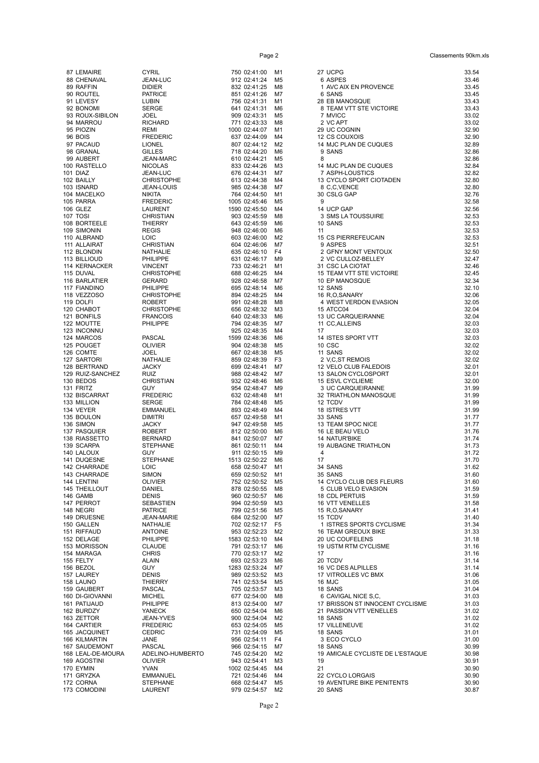| Rang | Nom | Prénom | Dossard | Temps | Cat. | Club | Vitesse |
|---|---|---|---|---|---|---|---|
| 87 | LEMAIRE | CYRIL | 750 | 02:41:00 | M1 | 27 UCPG | 33.54 |
| 88 | CHENAVAL | JEAN-LUC | 912 | 02:41:24 | M5 | 6 ASPES | 33.46 |
| 89 | RAFFIN | DIDIER | 832 | 02:41:25 | M8 | 1 AVC AIX EN PROVENCE | 33.45 |
| 90 | ROUTEL | PATRICE | 851 | 02:41:26 | M7 | 6 SANS | 33.45 |
| 91 | LEVESY | LUBIN | 756 | 02:41:31 | M1 | 28 EB MANOSQUE | 33.43 |
| 92 | BONOMI | SERGE | 641 | 02:41:31 | M6 | 8 TEAM VTT STE VICTOIRE | 33.43 |
| 93 | ROUX-SIBILON | JOEL | 909 | 02:43:31 | M5 | 7 MVICC | 33.02 |
| 94 | MARROU | RICHARD | 771 | 02:43:33 | M8 | 2 VC APT | 33.02 |
| 95 | PIOZIN | REMI | 1000 | 02:44:07 | M1 | 29 UC COGNIN | 32.90 |
| 96 | BOIS | FREDERIC | 637 | 02:44:09 | M4 | 12 CS COUXOIS | 32.90 |
| 97 | PACAUD | LIONEL | 807 | 02:44:12 | M2 | 14 MJC PLAN DE CUQUES | 32.89 |
| 98 | GRANAL | GILLES | 718 | 02:44:20 | M6 | 9 SANS | 32.86 |
| 99 | AUBERT | JEAN-MARC | 610 | 02:44:21 | M5 | 8 | 32.86 |
| 100 | RASTELLO | NICOLAS | 833 | 02:44:26 | M3 | 14 MJC PLAN DE CUQUES | 32.84 |
| 101 | DIAZ | JEAN-LUC | 676 | 02:44:31 | M7 | 7 ASPH-LOUSTICS | 32.82 |
| 102 | BAILLY | CHRISTOPHE | 613 | 02:44:38 | M4 | 13 CYCLO SPORT CIOTADEN | 32.80 |
| 103 | ISNARD | JEAN-LOUIS | 985 | 02:44:38 | M7 | 8 C,C,VENCE | 32.80 |
| 104 | MACELKO | NIKITA | 764 | 02:44:50 | M1 | 30 CSLG GAP | 32.76 |
| 105 | PARRA | FREDERIC | 1005 | 02:45:46 | M5 | 9 | 32.58 |
| 106 | GLEZ | LAURENT | 1590 | 02:45:50 | M4 | 14 UCP GAP | 32.56 |
| 107 | TOSI | CHRISTIAN | 903 | 02:45:59 | M8 | 3 SMS LA TOUSSUIRE | 32.53 |
| 108 | BORTEELE | THIERRY | 643 | 02:45:59 | M6 | 10 SANS | 32.53 |
| 109 | SIMONIN | REGIS | 948 | 02:46:00 | M6 | 11 | 32.53 |
| 110 | ALBRAND | LOIC | 603 | 02:46:00 | M2 | 15 CS PIERREFEUCAIN | 32.53 |
| 111 | ALLAIRAT | CHRISTIAN | 604 | 02:46:06 | M7 | 9 ASPES | 32.51 |
| 112 | BLONDIN | NATHALIE | 635 | 02:46:10 | F4 | 2 GFNY MONT VENTOUX | 32.50 |
| 113 | BILLIOUD | PHILIPPE | 631 | 02:46:17 | M9 | 2 VC CULLOZ-BELLEY | 32.47 |
| 114 | KERNACKER | VINCENT | 733 | 02:46:21 | M1 | 31 CSC LA CIOTAT | 32.46 |
| 115 | DUVAL | CHRISTOPHE | 688 | 02:46:25 | M4 | 15 TEAM VTT STE VICTOIRE | 32.45 |
| 116 | BARLATIER | GERARD | 928 | 02:46:58 | M7 | 10 EP MANOSQUE | 32.34 |
| 117 | FIANDINO | PHILIPPE | 695 | 02:48:14 | M6 | 12 SANS | 32.10 |
| 118 | VEZZOSO | CHRISTOPHE | 894 | 02:48:25 | M4 | 16 R,O,SANARY | 32.06 |
| 119 | DOLFI | ROBERT | 991 | 02:48:28 | M8 | 4 WEST VERDON EVASION | 32.05 |
| 120 | CHABOT | CHRISTOPHE | 656 | 02:48:32 | M3 | 15 ATCC04 | 32.04 |
| 121 | BONFILS | FRANCOIS | 640 | 02:48:33 | M6 | 13 UC CARQUEIRANNE | 32.04 |
| 122 | MOUTTE | PHILIPPE | 794 | 02:48:35 | M7 | 11 CC,ALLEINS | 32.03 |
| 123 | INCONNU | | 925 | 02:48:35 | M4 | 17 | 32.03 |
| 124 | MARCOS | PASCAL | 1599 | 02:48:36 | M6 | 14 ISTES SPORT VTT | 32.03 |
| 125 | POUGET | OLIVIER | 904 | 02:48:38 | M5 | 10 CSC | 32.02 |
| 126 | COMTE | JOEL | 667 | 02:48:38 | M5 | 11 SANS | 32.02 |
| 127 | SARTORI | NATHALIE | 859 | 02:48:39 | F3 | 2 V,C,ST REMOIS | 32.02 |
| 128 | BERTRAND | JACKY | 699 | 02:48:41 | M7 | 12 VELO CLUB FALEDOIS | 32.01 |
| 129 | RUIZ-SANCHEZ | RUIZ | 988 | 02:48:42 | M7 | 13 SALON CYCLOSPORT | 32.01 |
| 130 | BEDOS | CHRISTIAN | 932 | 02:48:46 | M6 | 15 ESVL CYCLIEME | 32.00 |
| 131 | FRITZ | GUY | 954 | 02:48:47 | M9 | 3 UC CARQUEIRANNE | 31.99 |
| 132 | BISCARRAT | FREDERIC | 632 | 02:48:48 | M1 | 32 TRIATHLON MANOSQUE | 31.99 |
| 133 | MILLION | SERGE | 784 | 02:48:48 | M5 | 12 TCDV | 31.99 |
| 134 | VEYER | EMMANUEL | 893 | 02:48:49 | M4 | 18 ISTRES VTT | 31.99 |
| 135 | BOULON | DIMITRI | 657 | 02:49:58 | M1 | 33 SANS | 31.77 |
| 136 | SIMON | JACKY | 947 | 02:49:58 | M5 | 13 TEAM SPOC NICE | 31.77 |
| 137 | PASQUIER | ROBERT | 812 | 02:50:00 | M6 | 16 LE BEAU VELO | 31.76 |
| 138 | RIASSETTO | BERNARD | 841 | 02:50:07 | M7 | 14 NATUR'BIKE | 31.74 |
| 139 | SCARPA | STEPHANE | 861 | 02:50:11 | M4 | 19 AUBAGNE TRIATHLON | 31.73 |
| 140 | LALOUX | GUY | 911 | 02:50:15 | M9 | 4 | 31.72 |
| 141 | DUQESNE | STEPHANE | 1513 | 02:50:22 | M6 | 17 | 31.70 |
| 142 | CHARRADE | LOIC | 658 | 02:50:47 | M1 | 34 SANS | 31.62 |
| 143 | CHARRADE | SIMON | 659 | 02:50:52 | M1 | 35 SANS | 31.60 |
| 144 | LENTINI | OLIVIER | 752 | 02:50:52 | M5 | 14 CYCLO CLUB DES FLEURS | 31.60 |
| 145 | THEILLOUT | DANIEL | 878 | 02:50:55 | M8 | 5 CLUB VELO EVASION | 31.59 |
| 146 | GAMB | DENIS | 960 | 02:50:57 | M6 | 18 CDL PERTUIS | 31.59 |
| 147 | PERROT | SEBASTIEN | 994 | 02:50:59 | M3 | 16 VTT VENELLES | 31.58 |
| 148 | NEGRI | PATRICE | 799 | 02:51:56 | M5 | 15 R,O,SANARY | 31.41 |
| 149 | DRUESNE | JEAN-MARIE | 684 | 02:52:00 | M7 | 15 TCDV | 31.40 |
| 150 | GALLEN | NATHALIE | 702 | 02:52:17 | F5 | 1 ISTRES SPORTS CYCLISME | 31.34 |
| 151 | RIFFAUD | ANTOINE | 953 | 02:52:23 | M2 | 16 TEAM GREOUX BIKE | 31.33 |
| 152 | DELAGE | PHILIPPE | 1583 | 02:53:10 | M4 | 20 UC COUFELENS | 31.18 |
| 153 | MORISSON | CLAUDE | 791 | 02:53:17 | M6 | 19 USTM RTM CYCLISME | 31.16 |
| 154 | MARAGA | CHRIS | 770 | 02:53:17 | M2 | 17 | 31.16 |
| 155 | FELTY | ALAIN | 693 | 02:53:23 | M6 | 20 TCDV | 31.14 |
| 156 | BEZOL | GUY | 1283 | 02:53:24 | M7 | 16 VC DES ALPILLES | 31.14 |
| 157 | LAUREY | DENIS | 989 | 02:53:52 | M3 | 17 VITROLLES VC BMX | 31.06 |
| 158 | LAUNO | THIERRY | 741 | 02:53:54 | M5 | 16 MJC | 31.05 |
| 159 | GAUBERT | PASCAL | 705 | 02:53:57 | M3 | 18 SANS | 31.04 |
| 160 | DI-GIOVANNI | MICHEL | 677 | 02:54:00 | M8 | 6 CAVIGAL NICE S,C, | 31.03 |
| 161 | PATIJAUD | PHILIPPE | 813 | 02:54:00 | M7 | 17 BRISSON ST INNOCENT CYCLISME | 31.03 |
| 162 | BURDZY | YANECK | 650 | 02:54:04 | M6 | 21 PASSION VTT VENELLES | 31.02 |
| 163 | ZETTOR | JEAN-YVES | 900 | 02:54:04 | M2 | 18 SANS | 31.02 |
| 164 | CARTIER | FREDERIC | 653 | 02:54:05 | M5 | 17 VILLENEUVE | 31.02 |
| 165 | JACQUINET | CEDRIC | 731 | 02:54:09 | M5 | 18 SANS | 31.01 |
| 166 | KILMARTIN | JANE | 956 | 02:54:11 | F4 | 3 ECO CYCLO | 31.00 |
| 167 | SAUDEMONT | PASCAL | 966 | 02:54:15 | M7 | 18 SANS | 30.99 |
| 168 | LEAL-DE-MOURA | ADELINO-HUMBERTO | 745 | 02:54:20 | M2 | 19 AMICALE CYCLISTE DE L'ESTAQUE | 30.98 |
| 169 | AGOSTINI | OLIVIER | 943 | 02:54:41 | M3 | 19 | 30.91 |
| 170 | EYMIN | YVAN | 1002 | 02:54:45 | M4 | 21 | 30.90 |
| 171 | GRYZKA | EMMANUEL | 721 | 02:54:46 | M4 | 22 CYCLO LORGAIS | 30.90 |
| 172 | CORNA | STEPHANE | 668 | 02:54:47 | M5 | 19 AVENTURE BIKE PENITENTS | 30.90 |
| 173 | COMODINI | LAURENT | 979 | 02:54:57 | M2 | 20 SANS | 30.87 |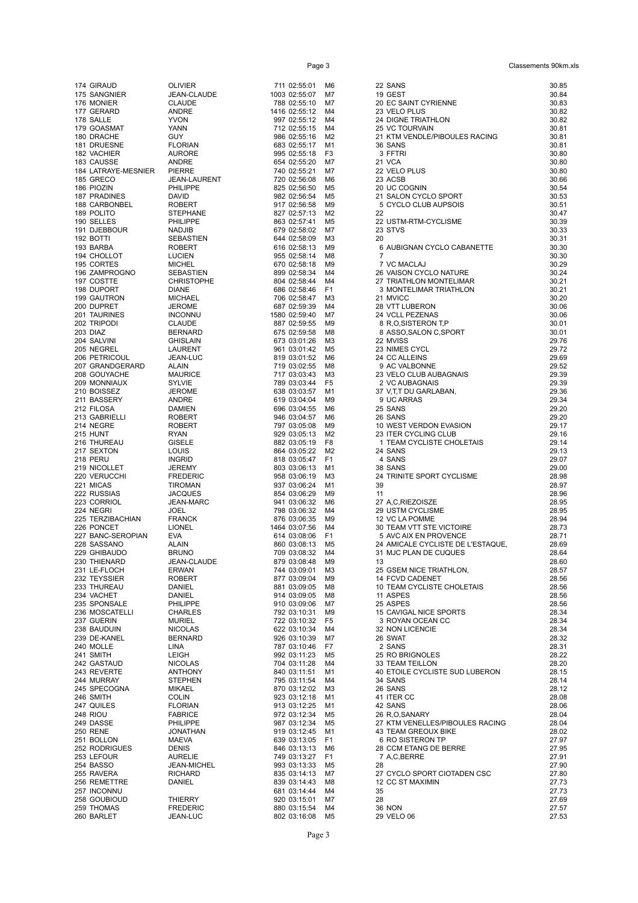| Rang | Nom | Prénom | Dossard | Temps | Cat. | Club | Moyenne |
|---|---|---|---|---|---|---|---|
| 174 | GIRAUD | OLIVIER | 711 | 02:55:01 | M6 | 22 SANS | 30.85 |
| 175 | SANGNIER | JEAN-CLAUDE | 1003 | 02:55:07 | M7 | 19 GEST | 30.84 |
| 176 | MONIER | CLAUDE | 788 | 02:55:10 | M7 | 20 EC SAINT CYRIENNE | 30.83 |
| 177 | GERARD | ANDRE | 1416 | 02:55:12 | M4 | 23 VELO PLUS | 30.82 |
| 178 | SALLE | YVON | 997 | 02:55:12 | M4 | 24 DIGNE TRIATHLON | 30.82 |
| 179 | GOASMAT | YANN | 712 | 02:55:15 | M4 | 25 VC TOURVAIN | 30.81 |
| 180 | DRACHE | GUY | 986 | 02:55:16 | M2 | 21 KTM VENDLE/PIBOULES RACING | 30.81 |
| 181 | DRUESNE | FLORIAN | 683 | 02:55:17 | M1 | 36 SANS | 30.81 |
| 182 | VACHIER | AURORE | 995 | 02:55:18 | F3 | 3 FFTRI | 30.80 |
| 183 | CAUSSE | ANDRE | 654 | 02:55:20 | M7 | 21 VCA | 30.80 |
| 184 | LATRAYE-MESNIER | PIERRE | 740 | 02:55:21 | M7 | 22 VELO PLUS | 30.80 |
| 185 | GRECO | JEAN-LAURENT | 720 | 02:56:08 | M6 | 23 ACSB | 30.66 |
| 186 | PIOZIN | PHILIPPE | 825 | 02:56:50 | M5 | 20 UC COGNIN | 30.54 |
| 187 | PRADINES | DAVID | 982 | 02:56:54 | M5 | 21 SALON CYCLO SPORT | 30.53 |
| 188 | CARBONBEL | ROBERT | 917 | 02:56:58 | M9 | 5 CYCLO CLUB AUPSOIS | 30.51 |
| 189 | POLITO | STEPHANE | 827 | 02:57:13 | M2 | 22 | 30.47 |
| 190 | SELLES | PHILIPPE | 863 | 02:57:41 | M5 | 22 USTM-RTM-CYCLISME | 30.39 |
| 191 | DJEBBOUR | NADJIB | 679 | 02:58:02 | M7 | 23 STVS | 30.33 |
| 192 | BOTTI | SEBASTIEN | 644 | 02:58:09 | M3 | 20 | 30.31 |
| 193 | BARBA | ROBERT | 616 | 02:58:13 | M9 | 6 AUBIGNAN CYCLO CABANETTE | 30.30 |
| 194 | CHOLLOT | LUCIEN | 955 | 02:58:14 | M8 | 7 | 30.30 |
| 195 | CORTES | MICHEL | 670 | 02:58:18 | M9 | 7 VC MACLAJ | 30.29 |
| 196 | ZAMPROGNO | SEBASTIEN | 899 | 02:58:34 | M4 | 26 VAISON CYCLO NATURE | 30.24 |
| 197 | COSTTE | CHRISTOPHE | 804 | 02:58:44 | M4 | 27 TRIATHLON MONTELIMAR | 30.21 |
| 198 | DUPORT | DIANE | 686 | 02:58:46 | F1 | 3 MONTELIMAR TRIATHLON | 30.21 |
| 199 | GAUTRON | MICHAEL | 706 | 02:58:47 | M3 | 21 MVICC | 30.20 |
| 200 | DUPRET | JEROME | 687 | 02:59:39 | M4 | 28 VTT LUBERON | 30.06 |
| 201 | TAURINES | INCONNU | 1580 | 02:59:40 | M7 | 24 VCLL PEZENAS | 30.06 |
| 202 | TRIPODI | CLAUDE | 887 | 02:59:55 | M9 | 8 R,O,SISTERON T,P | 30.01 |
| 203 | DIAZ | BERNARD | 675 | 02:59:58 | M8 | 8 ASSO,SALON C,SPORT | 30.01 |
| 204 | SALVINI | GHISLAIN | 673 | 03:01:26 | M3 | 22 MVISS | 29.76 |
| 205 | NEGREL | LAURENT | 961 | 03:01:42 | M5 | 23 NIMES CYCL | 29.72 |
| 206 | PETRICOUL | JEAN-LUC | 819 | 03:01:52 | M6 | 24 CC ALLEINS | 29.69 |
| 207 | GRANDGERARD | ALAIN | 719 | 03:02:55 | M8 | 9 AC VALBONNE | 29.52 |
| 208 | GOUYACHE | MAURICE | 717 | 03:03:43 | M3 | 23 VELO CLUB AUBAGNAIS | 29.39 |
| 209 | MONNIAUX | SYLVIE | 789 | 03:03:44 | F5 | 2 VC AUBAGNAIS | 29.39 |
| 210 | BOISSEZ | JEROME | 638 | 03:03:57 | M1 | 37 V,T,T DU GARLABAN, | 29.36 |
| 211 | BASSERY | ANDRE | 619 | 03:04:04 | M9 | 9 UC ARRAS | 29.34 |
| 212 | FILOSA | DAMIEN | 696 | 03:04:55 | M6 | 25 SANS | 29.20 |
| 213 | GABRIELLI | ROBERT | 946 | 03:04:57 | M6 | 26 SANS | 29.20 |
| 214 | NEGRE | ROBERT | 797 | 03:05:08 | M9 | 10 WEST VERDON EVASION | 29.17 |
| 215 | HUNT | RYAN | 929 | 03:05:13 | M2 | 23 ITER CYCLING CLUB | 29.16 |
| 216 | THUREAU | GISELE | 882 | 03:05:19 | F8 | 1 TEAM CYCLISTE CHOLETAIS | 29.14 |
| 217 | SEXTON | LOUIS | 864 | 03:05:22 | M2 | 24 SANS | 29.13 |
| 218 | PERU | INGRID | 818 | 03:05:47 | F1 | 4 SANS | 29.07 |
| 219 | NICOLLET | JEREMY | 803 | 03:06:13 | M1 | 38 SANS | 29.00 |
| 220 | VERUCCHI | FREDERIC | 958 | 03:06:19 | M3 | 24 TRINITE SPORT CYCLISME | 28.98 |
| 221 | MICAS | TIROMAN | 937 | 03:06:24 | M1 | 39 | 28.97 |
| 222 | RUSSIAS | JACQUES | 854 | 03:06:29 | M9 | 11 | 28.96 |
| 223 | CORRIOL | JEAN-MARC | 941 | 03:06:32 | M6 | 27 A,C,RIEZOISZE | 28.95 |
| 224 | NEGRI | JOEL | 798 | 03:06:32 | M4 | 29 USTM CYCLISME | 28.95 |
| 225 | TERZIBACHIAN | FRANCK | 876 | 03:06:35 | M9 | 12 VC LA POMME | 28.94 |
| 226 | PONCET | LIONEL | 1464 | 03:07:56 | M4 | 30 TEAM VTT STE VICTOIRE | 28.73 |
| 227 | BANC-SEROPIAN | EVA | 614 | 03:08:06 | F1 | 5 AVC AIX EN PROVENCE | 28.71 |
| 228 | SASSANO | ALAIN | 860 | 03:08:13 | M5 | 24 AMICALE CYCLISTE DE L'ESTAQUE, | 28.69 |
| 229 | GHIBAUDO | BRUNO | 709 | 03:08:32 | M4 | 31 MJC PLAN DE CUQUES | 28.64 |
| 230 | THIENARD | JEAN-CLAUDE | 879 | 03:08:48 | M9 | 13 | 28.60 |
| 231 | LE-FLOCH | ERWAN | 744 | 03:09:01 | M3 | 25 GSEM NICE TRIATHLON, | 28.57 |
| 232 | TEYSSIER | ROBERT | 877 | 03:09:04 | M9 | 14 FCVD CADENET | 28.56 |
| 233 | THUREAU | DANIEL | 881 | 03:09:05 | M8 | 10 TEAM CYCLISTE CHOLETAIS | 28.56 |
| 234 | VACHET | DANIEL | 914 | 03:09:05 | M8 | 11 ASPES | 28.56 |
| 235 | SPONSALE | PHILIPPE | 910 | 03:09:06 | M7 | 25 ASPES | 28.56 |
| 236 | MOSCATELLI | CHARLES | 792 | 03:10:31 | M9 | 15 CAVIGAL NICE SPORTS | 28.34 |
| 237 | GUERIN | MURIEL | 722 | 03:10:32 | F5 | 3 ROYAN OCEAN CC | 28.34 |
| 238 | BAUDUIN | NICOLAS | 622 | 03:10:34 | M4 | 32 NON LICENCIE | 28.34 |
| 239 | DE-KANEL | BERNARD | 926 | 03:10:39 | M7 | 26 SWAT | 28.32 |
| 240 | MOLLE | LINA | 787 | 03:10:46 | F7 | 2 SANS | 28.31 |
| 241 | SMITH | LEIGH | 992 | 03:11:23 | M5 | 25 RO BRIGNOLES | 28.22 |
| 242 | GASTAUD | NICOLAS | 704 | 03:11:28 | M4 | 33 TEAM TEILLON | 28.20 |
| 243 | REVERTE | ANTHONY | 840 | 03:11:51 | M1 | 40 ETOILE CYCLISTE SUD LUBERON | 28.15 |
| 244 | MURRAY | STEPHEN | 795 | 03:11:54 | M4 | 34 SANS | 28.14 |
| 245 | SPECOGNA | MIKAEL | 870 | 03:12:02 | M3 | 26 SANS | 28.12 |
| 246 | SMITH | COLIN | 923 | 03:12:18 | M1 | 41 ITER CC | 28.08 |
| 247 | QUILES | FLORIAN | 913 | 03:12:25 | M1 | 42 SANS | 28.06 |
| 248 | RIOU | FABRICE | 972 | 03:12:34 | M5 | 26 R,O,SANARY | 28.04 |
| 249 | DASSE | PHILIPPE | 987 | 03:12:34 | M5 | 27 KTM VENELLES/PIBOULES RACING | 28.04 |
| 250 | RENE | JONATHAN | 919 | 03:12:45 | M1 | 43 TEAM GREOUX BIKE | 28.02 |
| 251 | BOLLON | MAEVA | 639 | 03:13:05 | F1 | 6 RO SISTERON TP | 27.97 |
| 252 | RODRIGUES | DENIS | 846 | 03:13:13 | M6 | 28 CCM ETANG DE BERRE | 27.95 |
| 253 | LEFOUR | AURELIE | 749 | 03:13:27 | F1 | 7 A,C,BERRE | 27.91 |
| 254 | BASSO | JEAN-MICHEL | 993 | 03:13:33 | M5 | 28 | 27.90 |
| 255 | RAVERA | RICHARD | 835 | 03:14:13 | M7 | 27 CYCLO SPORT CIOTADEN CSC | 27.80 |
| 256 | REMETTRE | DANIEL | 839 | 03:14:43 | M8 | 12 CC ST MAXIMIN | 27.73 |
| 257 | INCONNU | | 681 | 03:14:44 | M4 | 35 | 27.73 |
| 258 | GOUBIOUD | THIERRY | 920 | 03:15:01 | M7 | 28 | 27.69 |
| 259 | THOMAS | FREDERIC | 880 | 03:15:54 | M4 | 36 NON | 27.57 |
| 260 | BARLET | JEAN-LUC | 802 | 03:16:08 | M5 | 29 VELO 06 | 27.53 |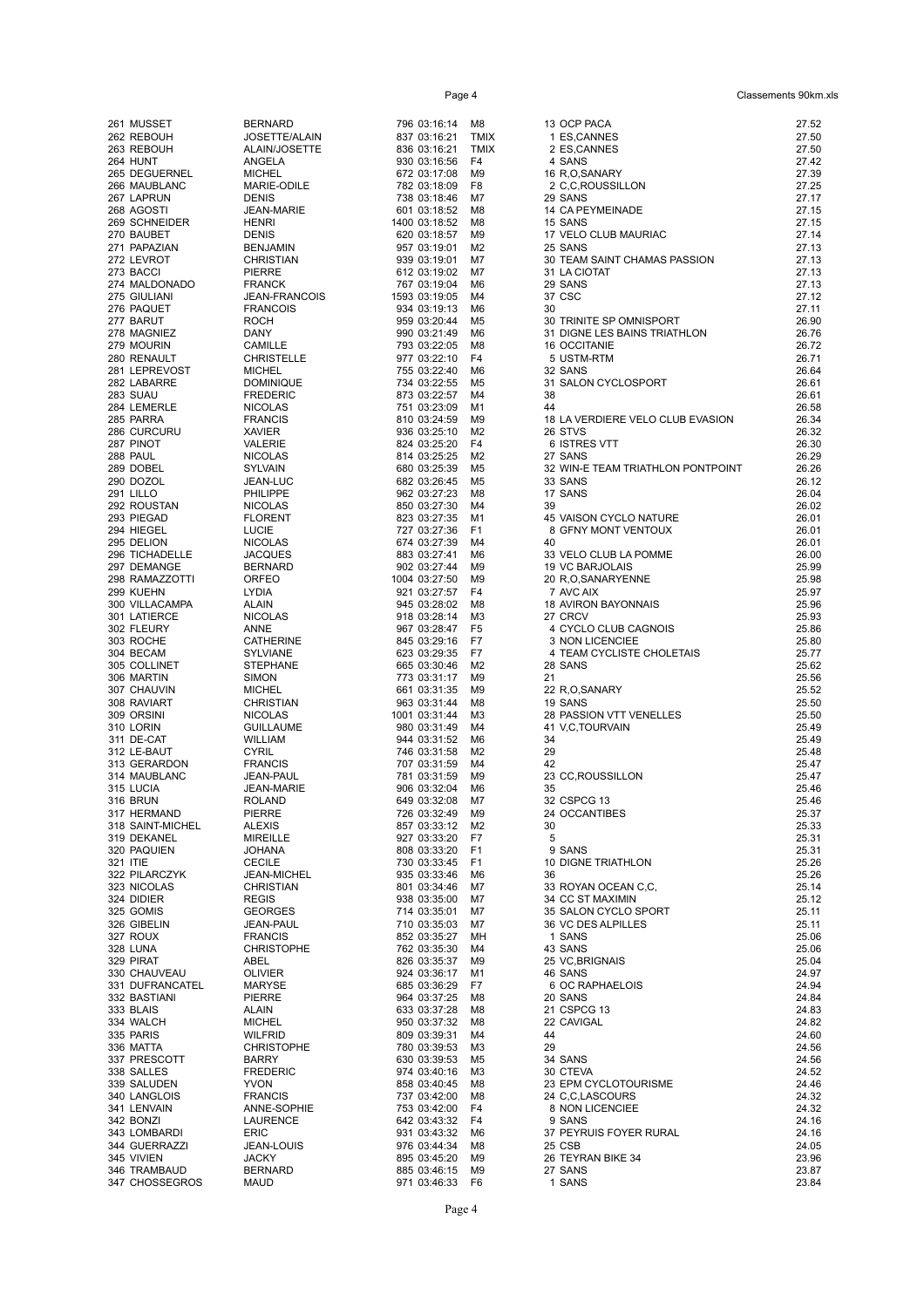| Rang | Nom | Prénom | Dossard | Temps | Cat. | Club | Vitesse |
|---|---|---|---|---|---|---|---|
| 261 | MUSSET | BERNARD | 796 | 03:16:14 | M8 | 13 OCP PACA | 27.52 |
| 262 | REBOUH | JOSETTE/ALAIN | 837 | 03:16:21 | TMIX | 1 ES,CANNES | 27.50 |
| 263 | REBOUH | ALAIN/JOSETTE | 836 | 03:16:21 | TMIX | 2 ES,CANNES | 27.50 |
| 264 | HUNT | ANGELA | 930 | 03:16:56 | F4 | 4 SANS | 27.42 |
| 265 | DEGUERNEL | MICHEL | 672 | 03:17:08 | M9 | 16 R,O,SANARY | 27.39 |
| 266 | MAUBLANC | MARIE-ODILE | 782 | 03:18:09 | F8 | 2 C,C,ROUSSILLON | 27.25 |
| 267 | LAPRUN | DENIS | 738 | 03:18:46 | M7 | 29 SANS | 27.17 |
| 268 | AGOSTI | JEAN-MARIE | 601 | 03:18:52 | M8 | 14 CA PEYMEINADE | 27.15 |
| 269 | SCHNEIDER | HENRI | 1400 | 03:18:52 | M8 | 15 SANS | 27.15 |
| 270 | BAUBET | DENIS | 620 | 03:18:57 | M9 | 17 VELO CLUB MAURIAC | 27.14 |
| 271 | PAPAZIAN | BENJAMIN | 957 | 03:19:01 | M2 | 25 SANS | 27.13 |
| 272 | LEVROT | CHRISTIAN | 939 | 03:19:01 | M7 | 30 TEAM SAINT CHAMAS PASSION | 27.13 |
| 273 | BACCI | PIERRE | 612 | 03:19:02 | M7 | 31 LA CIOTAT | 27.13 |
| 274 | MALDONADO | FRANCK | 767 | 03:19:04 | M6 | 29 SANS | 27.13 |
| 275 | GIULIANI | JEAN-FRANCOIS | 1593 | 03:19:05 | M4 | 37 CSC | 27.12 |
| 276 | PAQUET | FRANCOIS | 934 | 03:19:13 | M6 | 30 | 27.11 |
| 277 | BARUT | ROCH | 959 | 03:20:44 | M5 | 30 TRINITE SP OMNISPORT | 26.90 |
| 278 | MAGNIEZ | DANY | 990 | 03:21:49 | M6 | 31 DIGNE LES BAINS TRIATHLON | 26.76 |
| 279 | MOURIN | CAMILLE | 793 | 03:22:05 | M8 | 16 OCCITANIE | 26.72 |
| 280 | RENAULT | CHRISTELLE | 977 | 03:22:10 | F4 | 5 USTM-RTM | 26.71 |
| 281 | LEPREVOST | MICHEL | 755 | 03:22:40 | M6 | 32 SANS | 26.64 |
| 282 | LABARRE | DOMINIQUE | 734 | 03:22:55 | M5 | 31 SALON CYCLOSPORT | 26.61 |
| 283 | SUAU | FREDERIC | 873 | 03:22:57 | M4 | 38 | 26.61 |
| 284 | LEMERLE | NICOLAS | 751 | 03:23:09 | M1 | 44 | 26.58 |
| 285 | PARRA | FRANCIS | 810 | 03:24:59 | M9 | 18 LA VERDIERE VELO CLUB EVASION | 26.34 |
| 286 | CURCURU | XAVIER | 936 | 03:25:10 | M2 | 26 STVS | 26.32 |
| 287 | PINOT | VALERIE | 824 | 03:25:20 | F4 | 6 ISTRES VTT | 26.30 |
| 288 | PAUL | NICOLAS | 814 | 03:25:25 | M2 | 27 SANS | 26.29 |
| 289 | DOBEL | SYLVAIN | 680 | 03:25:39 | M5 | 32 WIN-E TEAM TRIATHLON PONTPOINT | 26.26 |
| 290 | DOZOL | JEAN-LUC | 682 | 03:26:45 | M5 | 33 SANS | 26.12 |
| 291 | LILLO | PHILIPPE | 962 | 03:27:23 | M8 | 17 SANS | 26.04 |
| 292 | ROUSTAN | NICOLAS | 850 | 03:27:30 | M4 | 39 | 26.02 |
| 293 | PIEGAD | FLORENT | 823 | 03:27:35 | M1 | 45 VAISON CYCLO NATURE | 26.01 |
| 294 | HIEGEL | LUCIE | 727 | 03:27:36 | F1 | 8 GFNY MONT VENTOUX | 26.01 |
| 295 | DELION | NICOLAS | 674 | 03:27:39 | M4 | 40 | 26.01 |
| 296 | TICHADELLE | JACQUES | 883 | 03:27:41 | M6 | 33 VELO CLUB LA POMME | 26.00 |
| 297 | DEMANGE | BERNARD | 902 | 03:27:44 | M9 | 19 VC BARJOLAIS | 25.99 |
| 298 | RAMAZZOTTI | ORFEO | 1004 | 03:27:50 | M9 | 20 R,O,SANARYENNE | 25.98 |
| 299 | KUEHN | LYDIA | 921 | 03:27:57 | F4 | 7 AVC AIX | 25.97 |
| 300 | VILLACAMPA | ALAIN | 945 | 03:28:02 | M8 | 18 AVIRON BAYONNAIS | 25.96 |
| 301 | LATIERCE | NICOLAS | 918 | 03:28:14 | M3 | 27 CRCV | 25.93 |
| 302 | FLEURY | ANNE | 967 | 03:28:47 | F5 | 4 CYCLO CLUB CAGNOIS | 25.86 |
| 303 | ROCHE | CATHERINE | 845 | 03:29:16 | F7 | 3 NON LICENCIEE | 25.80 |
| 304 | BECAM | SYLVIANE | 623 | 03:29:35 | F7 | 4 TEAM CYCLISTE CHOLETAIS | 25.77 |
| 305 | COLLINET | STEPHANE | 665 | 03:30:46 | M2 | 28 SANS | 25.62 |
| 306 | MARTIN | SIMON | 773 | 03:31:17 | M9 | 21 | 25.56 |
| 307 | CHAUVIN | MICHEL | 661 | 03:31:35 | M9 | 22 R,O,SANARY | 25.52 |
| 308 | RAVIART | CHRISTIAN | 963 | 03:31:44 | M8 | 19 SANS | 25.50 |
| 309 | ORSINI | NICOLAS | 1001 | 03:31:44 | M3 | 28 PASSION VTT VENELLES | 25.50 |
| 310 | LORIN | GUILLAUME | 980 | 03:31:49 | M4 | 41 V,C,TOURVAIN | 25.49 |
| 311 | DE-CAT | WILLIAM | 944 | 03:31:52 | M6 | 34 | 25.49 |
| 312 | LE-BAUT | CYRIL | 746 | 03:31:58 | M2 | 29 | 25.48 |
| 313 | GERARDON | FRANCIS | 707 | 03:31:59 | M4 | 42 | 25.47 |
| 314 | MAUBLANC | JEAN-PAUL | 781 | 03:31:59 | M9 | 23 CC,ROUSSILLON | 25.47 |
| 315 | LUCIA | JEAN-MARIE | 906 | 03:32:04 | M6 | 35 | 25.46 |
| 316 | BRUN | ROLAND | 649 | 03:32:08 | M7 | 32 CSPCG 13 | 25.46 |
| 317 | HERMAND | PIERRE | 726 | 03:32:49 | M9 | 24 OCCANTIBES | 25.37 |
| 318 | SAINT-MICHEL | ALEXIS | 857 | 03:33:12 | M2 | 30 | 25.33 |
| 319 | DEKANEL | MIREILLE | 927 | 03:33:20 | F7 | 5 | 25.31 |
| 320 | PAQUIEN | JOHANA | 808 | 03:33:20 | F1 | 9 SANS | 25.31 |
| 321 | ITIE | CECILE | 730 | 03:33:45 | F1 | 10 DIGNE TRIATHLON | 25.26 |
| 322 | PILARCZYK | JEAN-MICHEL | 935 | 03:33:46 | M6 | 36 | 25.26 |
| 323 | NICOLAS | CHRISTIAN | 801 | 03:34:46 | M7 | 33 ROYAN OCEAN C,C, | 25.14 |
| 324 | DIDIER | REGIS | 938 | 03:35:00 | M7 | 34 CC ST MAXIMIN | 25.12 |
| 325 | GOMIS | GEORGES | 714 | 03:35:01 | M7 | 35 SALON CYCLO SPORT | 25.11 |
| 326 | GIBELIN | JEAN-PAUL | 710 | 03:35:03 | M7 | 36 VC DES ALPILLES | 25.11 |
| 327 | ROUX | FRANCIS | 852 | 03:35:27 | MH | 1 SANS | 25.06 |
| 328 | LUNA | CHRISTOPHE | 762 | 03:35:30 | M4 | 43 SANS | 25.06 |
| 329 | PIRAT | ABEL | 826 | 03:35:37 | M9 | 25 VC,BRIGNAIS | 25.04 |
| 330 | CHAUVEAU | OLIVIER | 924 | 03:36:17 | M1 | 46 SANS | 24.97 |
| 331 | DUFRANCATEL | MARYSE | 685 | 03:36:29 | F7 | 6 OC RAPHAELOIS | 24.94 |
| 332 | BASTIANI | PIERRE | 964 | 03:37:25 | M8 | 20 SANS | 24.84 |
| 333 | BLAIS | ALAIN | 633 | 03:37:28 | M8 | 21 CSPCG 13 | 24.83 |
| 334 | WALCH | MICHEL | 950 | 03:37:32 | M8 | 22 CAVIGAL | 24.82 |
| 335 | PARIS | WILFRID | 809 | 03:39:31 | M4 | 44 | 24.60 |
| 336 | MATTA | CHRISTOPHE | 780 | 03:39:53 | M3 | 29 | 24.56 |
| 337 | PRESCOTT | BARRY | 630 | 03:39:53 | M5 | 34 SANS | 24.56 |
| 338 | SALLES | FREDERIC | 974 | 03:40:16 | M3 | 30 CTEVA | 24.52 |
| 339 | SALUDEN | YVON | 858 | 03:40:45 | M8 | 23 EPM CYCLOTOURISME | 24.46 |
| 340 | LANGLOIS | FRANCIS | 737 | 03:42:00 | M8 | 24 C,C,LASCOURS | 24.32 |
| 341 | LENVAIN | ANNE-SOPHIE | 753 | 03:42:00 | F4 | 8 NON LICENCIEE | 24.32 |
| 342 | BONZI | LAURENCE | 642 | 03:43:32 | F4 | 9 SANS | 24.16 |
| 343 | LOMBARDI | ERIC | 931 | 03:43:32 | M6 | 37 PEYRUIS FOYER RURAL | 24.16 |
| 344 | GUERRAZZI | JEAN-LOUIS | 976 | 03:44:34 | M8 | 25 CSB | 24.05 |
| 345 | VIVIEN | JACKY | 895 | 03:45:20 | M9 | 26 TEYRAN BIKE 34 | 23.96 |
| 346 | TRAMBAUD | BERNARD | 885 | 03:46:15 | M9 | 27 SANS | 23.87 |
| 347 | CHOSSEGROS | MAUD | 971 | 03:46:33 | F6 | 1 SANS | 23.84 |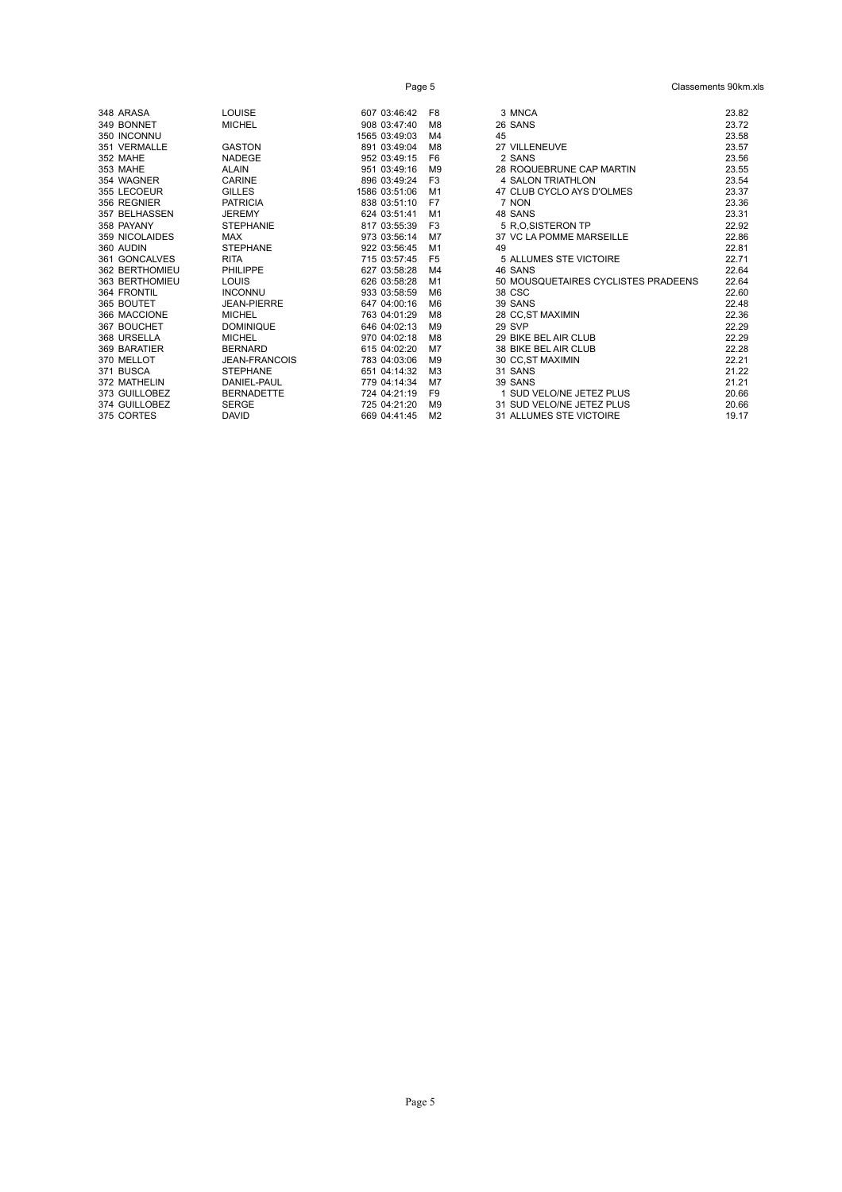| | | | | | | | |
|---|---|---|---|---|---|---|---|
| 348 | ARASA | LOUISE | 607 | 03:46:42 | F8 | 3 MNCA | 23.82 |
| 349 | BONNET | MICHEL | 908 | 03:47:40 | M8 | 26 SANS | 23.72 |
| 350 | INCONNU | | 1565 | 03:49:03 | M4 | 45 | 23.58 |
| 351 | VERMALLE | GASTON | 891 | 03:49:04 | M8 | 27 VILLENEUVE | 23.57 |
| 352 | MAHE | NADEGE | 952 | 03:49:15 | F6 | 2 SANS | 23.56 |
| 353 | MAHE | ALAIN | 951 | 03:49:16 | M9 | 28 ROQUEBRUNE CAP MARTIN | 23.55 |
| 354 | WAGNER | CARINE | 896 | 03:49:24 | F3 | 4 SALON TRIATHLON | 23.54 |
| 355 | LECOEUR | GILLES | 1586 | 03:51:06 | M1 | 47 CLUB CYCLO AYS D'OLMES | 23.37 |
| 356 | REGNIER | PATRICIA | 838 | 03:51:10 | F7 | 7 NON | 23.36 |
| 357 | BELHASSEN | JEREMY | 624 | 03:51:41 | M1 | 48 SANS | 23.31 |
| 358 | PAYANY | STEPHANIE | 817 | 03:55:39 | F3 | 5 R,O,SISTERON TP | 22.92 |
| 359 | NICOLAIDES | MAX | 973 | 03:56:14 | M7 | 37 VC LA POMME MARSEILLE | 22.86 |
| 360 | AUDIN | STEPHANE | 922 | 03:56:45 | M1 | 49 | 22.81 |
| 361 | GONCALVES | RITA | 715 | 03:57:45 | F5 | 5 ALLUMES STE VICTOIRE | 22.71 |
| 362 | BERTHOMIEU | PHILIPPE | 627 | 03:58:28 | M4 | 46 SANS | 22.64 |
| 363 | BERTHOMIEU | LOUIS | 626 | 03:58:28 | M1 | 50 MOUSQUETAIRES CYCLISTES PRADEENS | 22.64 |
| 364 | FRONTIL | INCONNU | 933 | 03:58:59 | M6 | 38 CSC | 22.60 |
| 365 | BOUTET | JEAN-PIERRE | 647 | 04:00:16 | M6 | 39 SANS | 22.48 |
| 366 | MACCIONE | MICHEL | 763 | 04:01:29 | M8 | 28 CC,ST MAXIMIN | 22.36 |
| 367 | BOUCHET | DOMINIQUE | 646 | 04:02:13 | M9 | 29 SVP | 22.29 |
| 368 | URSELLA | MICHEL | 970 | 04:02:18 | M8 | 29 BIKE BEL AIR CLUB | 22.29 |
| 369 | BARATIER | BERNARD | 615 | 04:02:20 | M7 | 38 BIKE BEL AIR CLUB | 22.28 |
| 370 | MELLOT | JEAN-FRANCOIS | 783 | 04:03:06 | M9 | 30 CC,ST MAXIMIN | 22.21 |
| 371 | BUSCA | STEPHANE | 651 | 04:14:32 | M3 | 31 SANS | 21.22 |
| 372 | MATHELIN | DANIEL-PAUL | 779 | 04:14:34 | M7 | 39 SANS | 21.21 |
| 373 | GUILLOBEZ | BERNADETTE | 724 | 04:21:19 | F9 | 1 SUD VELO/NE JETEZ PLUS | 20.66 |
| 374 | GUILLOBEZ | SERGE | 725 | 04:21:20 | M9 | 31 SUD VELO/NE JETEZ PLUS | 20.66 |
| 375 | CORTES | DAVID | 669 | 04:41:45 | M2 | 31 ALLUMES STE VICTOIRE | 19.17 |